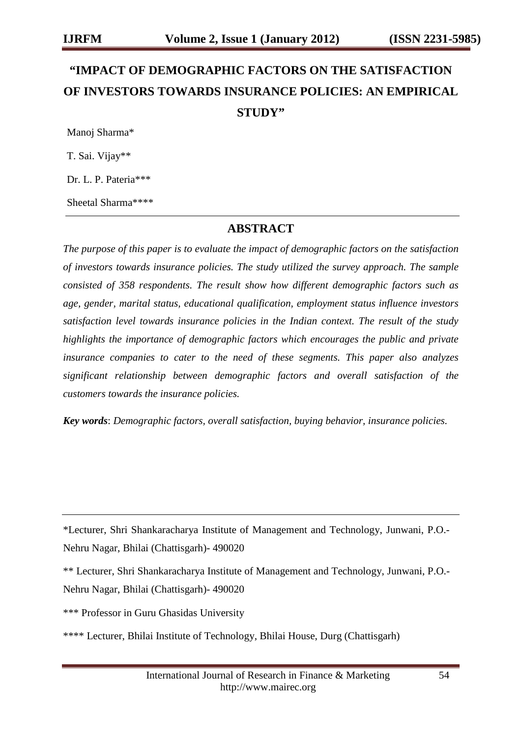# "IMPACT OF DEMOGRAPHIC FACTORS ON THE SATISFACTION OF INVESTORS TOWARDS INSURANCE POLICIES: AN EMPIRICAL STUDY"

Manoj Sharma*

T. Sai. Vijay**

Dr. L. P. Pateria***

Sheetal Sharma****

## ABSTRACT

*The purpose of this paper is to evaluate the impact of demographic factors on the satisfaction of investors towards insurance policies. The study utilized the survey approach. The sample consisted of 358 respondents. The result show how different demographic factors such as age, gender, marital status, educational qualification, employment status influence investors satisfaction level towards insurance policies in the Indian context. The result of the study highlights the importance of demographic factors which encourages the public and private insurance companies to cater to the need of these segments. This paper also analyzes significant relationship between demographic factors and overall satisfaction of the customers towards the insurance policies.*

***Key words***: *Demographic factors, overall satisfaction, buying behavior, insurance policies.*

---

*Lecturer, Shri Shankaracharya Institute of Management and Technology, Junwani, P.O.- Nehru Nagar, Bhilai (Chattisgarh)- 490020

** Lecturer, Shri Shankaracharya Institute of Management and Technology, Junwani, P.O.- Nehru Nagar, Bhilai (Chattisgarh)- 490020

*** Professor in Guru Ghasidas University

**** Lecturer, Bhilai Institute of Technology, Bhilai House, Durg (Chattisgarh)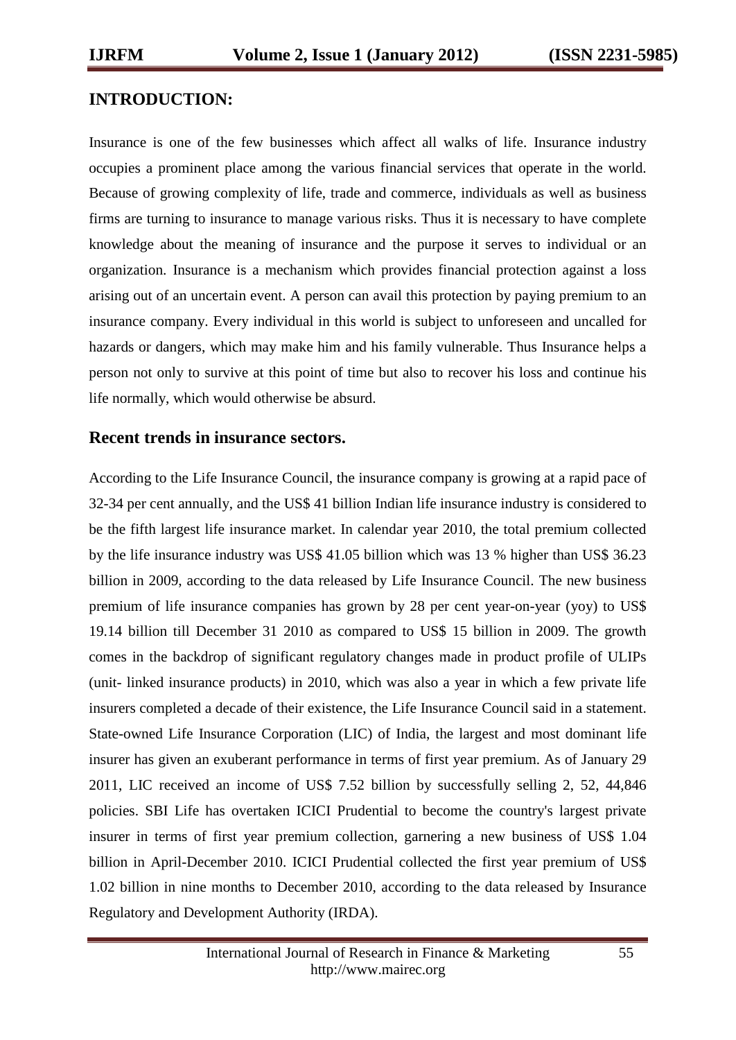## INTRODUCTION:

Insurance is one of the few businesses which affect all walks of life. Insurance industry occupies a prominent place among the various financial services that operate in the world. Because of growing complexity of life, trade and commerce, individuals as well as business firms are turning to insurance to manage various risks. Thus it is necessary to have complete knowledge about the meaning of insurance and the purpose it serves to individual or an organization. Insurance is a mechanism which provides financial protection against a loss arising out of an uncertain event. A person can avail this protection by paying premium to an insurance company. Every individual in this world is subject to unforeseen and uncalled for hazards or dangers, which may make him and his family vulnerable. Thus Insurance helps a person not only to survive at this point of time but also to recover his loss and continue his life normally, which would otherwise be absurd.

## Recent trends in insurance sectors.

According to the Life Insurance Council, the insurance company is growing at a rapid pace of 32-34 per cent annually, and the US$ 41 billion Indian life insurance industry is considered to be the fifth largest life insurance market. In calendar year 2010, the total premium collected by the life insurance industry was US$ 41.05 billion which was 13 % higher than US$ 36.23 billion in 2009, according to the data released by Life Insurance Council. The new business premium of life insurance companies has grown by 28 per cent year-on-year (yoy) to US$ 19.14 billion till December 31 2010 as compared to US$ 15 billion in 2009. The growth comes in the backdrop of significant regulatory changes made in product profile of ULIPs (unit- linked insurance products) in 2010, which was also a year in which a few private life insurers completed a decade of their existence, the Life Insurance Council said in a statement. State-owned Life Insurance Corporation (LIC) of India, the largest and most dominant life insurer has given an exuberant performance in terms of first year premium. As of January 29 2011, LIC received an income of US$ 7.52 billion by successfully selling 2, 52, 44,846 policies. SBI Life has overtaken ICICI Prudential to become the country's largest private insurer in terms of first year premium collection, garnering a new business of US$ 1.04 billion in April-December 2010. ICICI Prudential collected the first year premium of US$ 1.02 billion in nine months to December 2010, according to the data released by Insurance Regulatory and Development Authority (IRDA).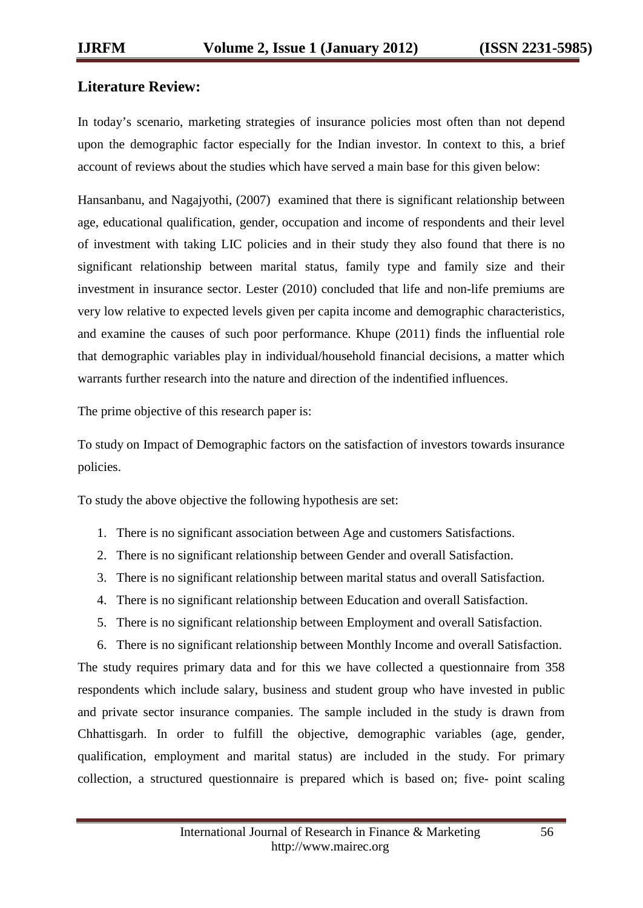## Literature Review:

In today's scenario, marketing strategies of insurance policies most often than not depend upon the demographic factor especially for the Indian investor. In context to this, a brief account of reviews about the studies which have served a main base for this given below:

Hansanbanu, and Nagajyothi, (2007) examined that there is significant relationship between age, educational qualification, gender, occupation and income of respondents and their level of investment with taking LIC policies and in their study they also found that there is no significant relationship between marital status, family type and family size and their investment in insurance sector. Lester (2010) concluded that life and non-life premiums are very low relative to expected levels given per capita income and demographic characteristics, and examine the causes of such poor performance. Khupe (2011) finds the influential role that demographic variables play in individual/household financial decisions, a matter which warrants further research into the nature and direction of the indentified influences.

The prime objective of this research paper is:

To study on Impact of Demographic factors on the satisfaction of investors towards insurance policies.

To study the above objective the following hypothesis are set:

1. There is no significant association between Age and customers Satisfactions.
2. There is no significant relationship between Gender and overall Satisfaction.
3. There is no significant relationship between marital status and overall Satisfaction.
4. There is no significant relationship between Education and overall Satisfaction.
5. There is no significant relationship between Employment and overall Satisfaction.
6. There is no significant relationship between Monthly Income and overall Satisfaction.

The study requires primary data and for this we have collected a questionnaire from 358 respondents which include salary, business and student group who have invested in public and private sector insurance companies. The sample included in the study is drawn from Chhattisgarh. In order to fulfill the objective, demographic variables (age, gender, qualification, employment and marital status) are included in the study. For primary collection, a structured questionnaire is prepared which is based on; five- point scaling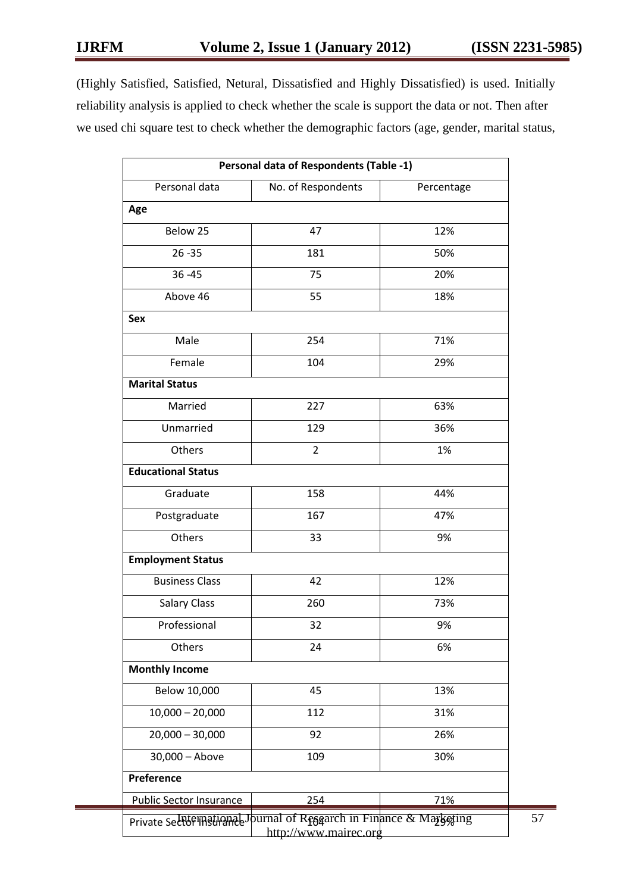(Highly Satisfied, Satisfied, Netural, Dissatisfied and Highly Dissatisfied) is used. Initially reliability analysis is applied to check whether the scale is support the data or not. Then after we used chi square test to check whether the demographic factors (age, gender, marital status,

| Personal data of Respondents (Table -1) | | |
|---|---|---|
| Personal data | No. of Respondents | Percentage |
| **Age** | | |
| Below 25 | 47 | 12% |
| 26 -35 | 181 | 50% |
| 36 -45 | 75 | 20% |
| Above 46 | 55 | 18% |
| **Sex** | | |
| Male | 254 | 71% |
| Female | 104 | 29% |
| **Marital Status** | | |
| Married | 227 | 63% |
| Unmarried | 129 | 36% |
| Others | 2 | 1% |
| **Educational Status** | | |
| Graduate | 158 | 44% |
| Postgraduate | 167 | 47% |
| Others | 33 | 9% |
| **Employment Status** | | |
| Business Class | 42 | 12% |
| Salary Class | 260 | 73% |
| Professional | 32 | 9% |
| Others | 24 | 6% |
| **Monthly Income** | | |
| Below 10,000 | 45 | 13% |
| 10,000 – 20,000 | 112 | 31% |
| 20,000 – 30,000 | 92 | 26% |
| 30,000 – Above | 109 | 30% |
| **Preference** | | |
| Public Sector Insurance | 254 | 71% |
| Private Sector Insurance | 104 | 29% |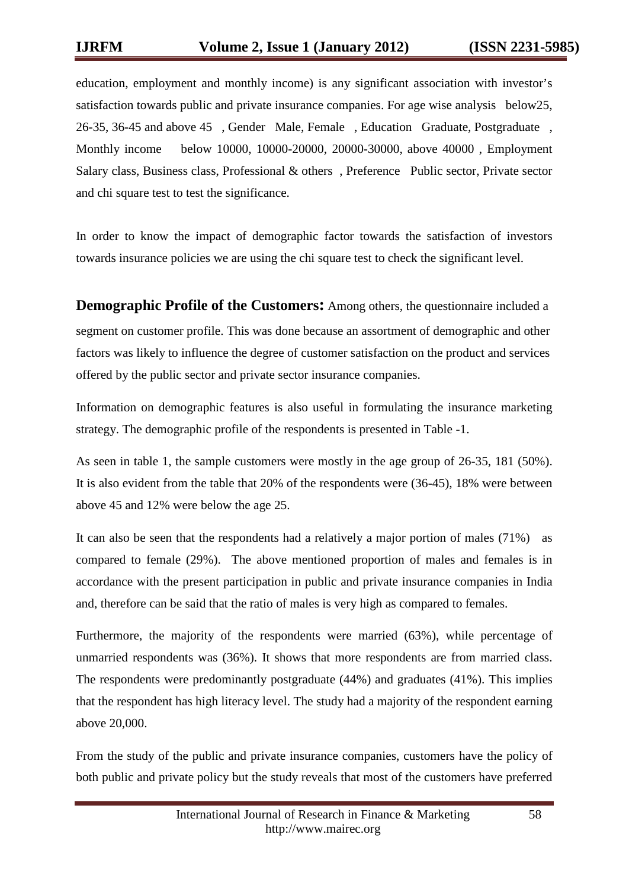education, employment and monthly income) is any significant association with investor's satisfaction towards public and private insurance companies. For age wise analysis below25, 26-35, 36-45 and above 45 , Gender Male, Female , Education Graduate, Postgraduate , Monthly income below 10000, 10000-20000, 20000-30000, above 40000 , Employment Salary class, Business class, Professional & others , Preference Public sector, Private sector and chi square test to test the significance.

In order to know the impact of demographic factor towards the satisfaction of investors towards insurance policies we are using the chi square test to check the significant level.

**Demographic Profile of the Customers:** Among others, the questionnaire included a segment on customer profile. This was done because an assortment of demographic and other factors was likely to influence the degree of customer satisfaction on the product and services offered by the public sector and private sector insurance companies.

Information on demographic features is also useful in formulating the insurance marketing strategy. The demographic profile of the respondents is presented in Table -1.

As seen in table 1, the sample customers were mostly in the age group of 26-35, 181 (50%). It is also evident from the table that 20% of the respondents were (36-45), 18% were between above 45 and 12% were below the age 25.

It can also be seen that the respondents had a relatively a major portion of males (71%) as compared to female (29%). The above mentioned proportion of males and females is in accordance with the present participation in public and private insurance companies in India and, therefore can be said that the ratio of males is very high as compared to females.

Furthermore, the majority of the respondents were married (63%), while percentage of unmarried respondents was (36%). It shows that more respondents are from married class. The respondents were predominantly postgraduate (44%) and graduates (41%). This implies that the respondent has high literacy level. The study had a majority of the respondent earning above 20,000.

From the study of the public and private insurance companies, customers have the policy of both public and private policy but the study reveals that most of the customers have preferred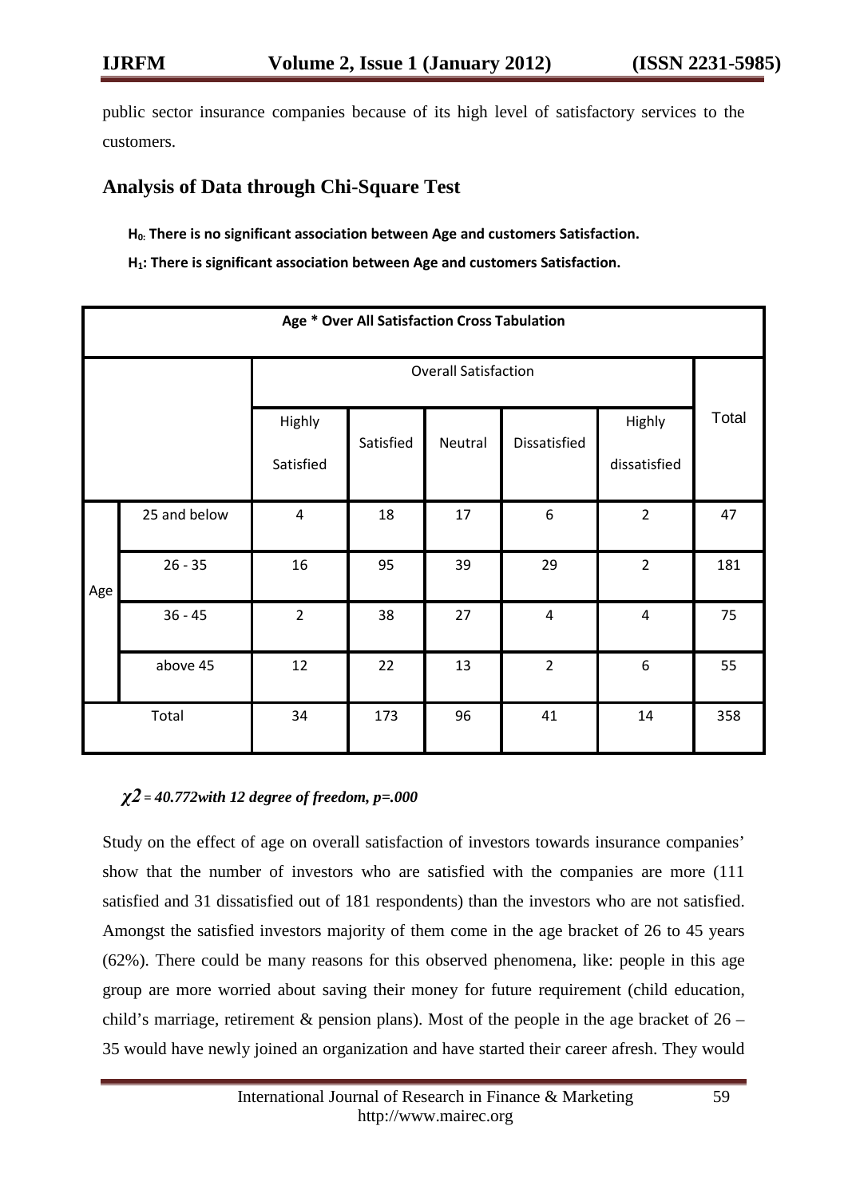public sector insurance companies because of its high level of satisfactory services to the customers.

## Analysis of Data through Chi-Square Test

**$H_0$: There is no significant association between Age and customers Satisfaction.**

**$H_1$: There is significant association between Age and customers Satisfaction.**

| Age * Over All Satisfaction Cross Tabulation | | | | | | | |
|---|---|---|---|---|---|---|---|
| | | Overall Satisfaction | | | | | Total |
| | | Highly Satisfied | Satisfied | Neutral | Dissatisfied | Highly dissatisfied | |
| Age | 25 and below | 4 | 18 | 17 | 6 | 2 | 47 |
| | 26 - 35 | 16 | 95 | 39 | 29 | 2 | 181 |
| | 36 - 45 | 2 | 38 | 27 | 4 | 4 | 75 |
| | above 45 | 12 | 22 | 13 | 2 | 6 | 55 |
| Total | | 34 | 173 | 96 | 41 | 14 | 358 |

*$\chi^2$ = 40.772with 12 degree of freedom, p=.000*

Study on the effect of age on overall satisfaction of investors towards insurance companies' show that the number of investors who are satisfied with the companies are more (111 satisfied and 31 dissatisfied out of 181 respondents) than the investors who are not satisfied. Amongst the satisfied investors majority of them come in the age bracket of 26 to 45 years (62%). There could be many reasons for this observed phenomena, like: people in this age group are more worried about saving their money for future requirement (child education, child's marriage, retirement & pension plans). Most of the people in the age bracket of 26 – 35 would have newly joined an organization and have started their career afresh. They would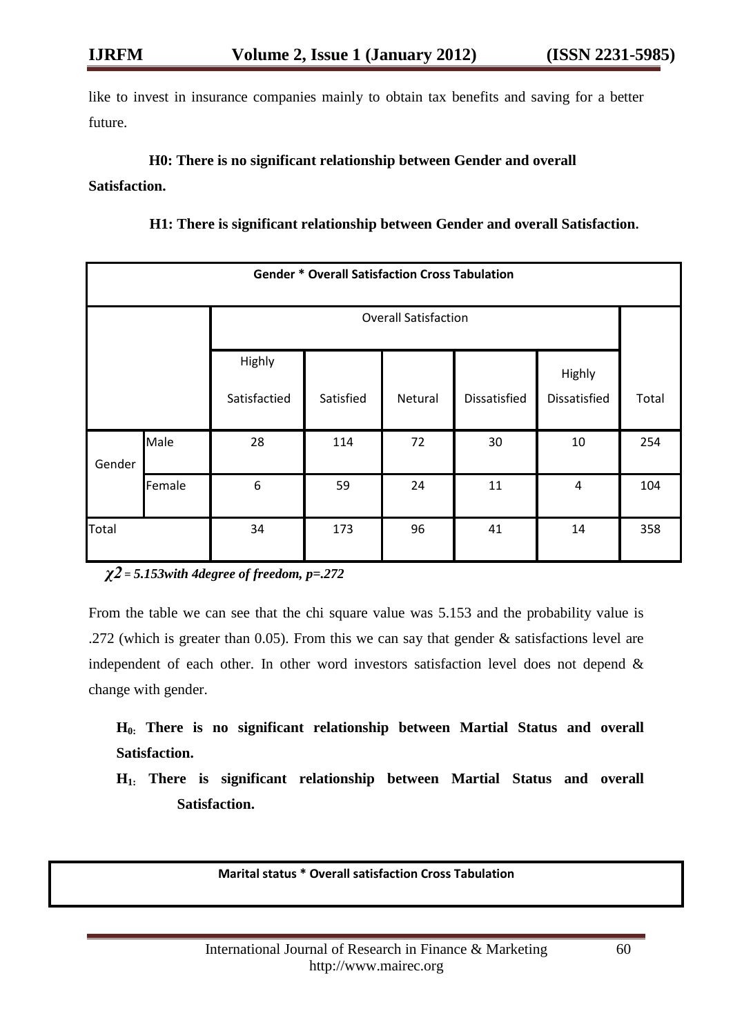like to invest in insurance companies mainly to obtain tax benefits and saving for a better future.

**H0: There is no significant relationship between Gender and overall Satisfaction.**

**H1: There is significant relationship between Gender and overall Satisfaction.**

**Gender * Overall Satisfaction Cross Tabulation**

| | | Overall Satisfaction | | | | | |
|---|---|---|---|---|---|---|---|
| | | Highly Satisfactied | Satisfied | Netural | Dissatisfied | Highly Dissatisfied | Total |
| Gender | Male | 28 | 114 | 72 | 30 | 10 | 254 |
| | Female | 6 | 59 | 24 | 11 | 4 | 104 |
| Total | | 34 | 173 | 96 | 41 | 14 | 358 |

*$\chi^2$ = 5.153with 4degree of freedom, p=.272*

From the table we can see that the chi square value was 5.153 and the probability value is .272 (which is greater than 0.05). From this we can say that gender & satisfactions level are independent of each other. In other word investors satisfaction level does not depend & change with gender.

**$H_0$: There is no significant relationship between Martial Status and overall Satisfaction.**

**$H_1$: There is significant relationship between Martial Status and overall Satisfaction.**

**Marital status * Overall satisfaction Cross Tabulation**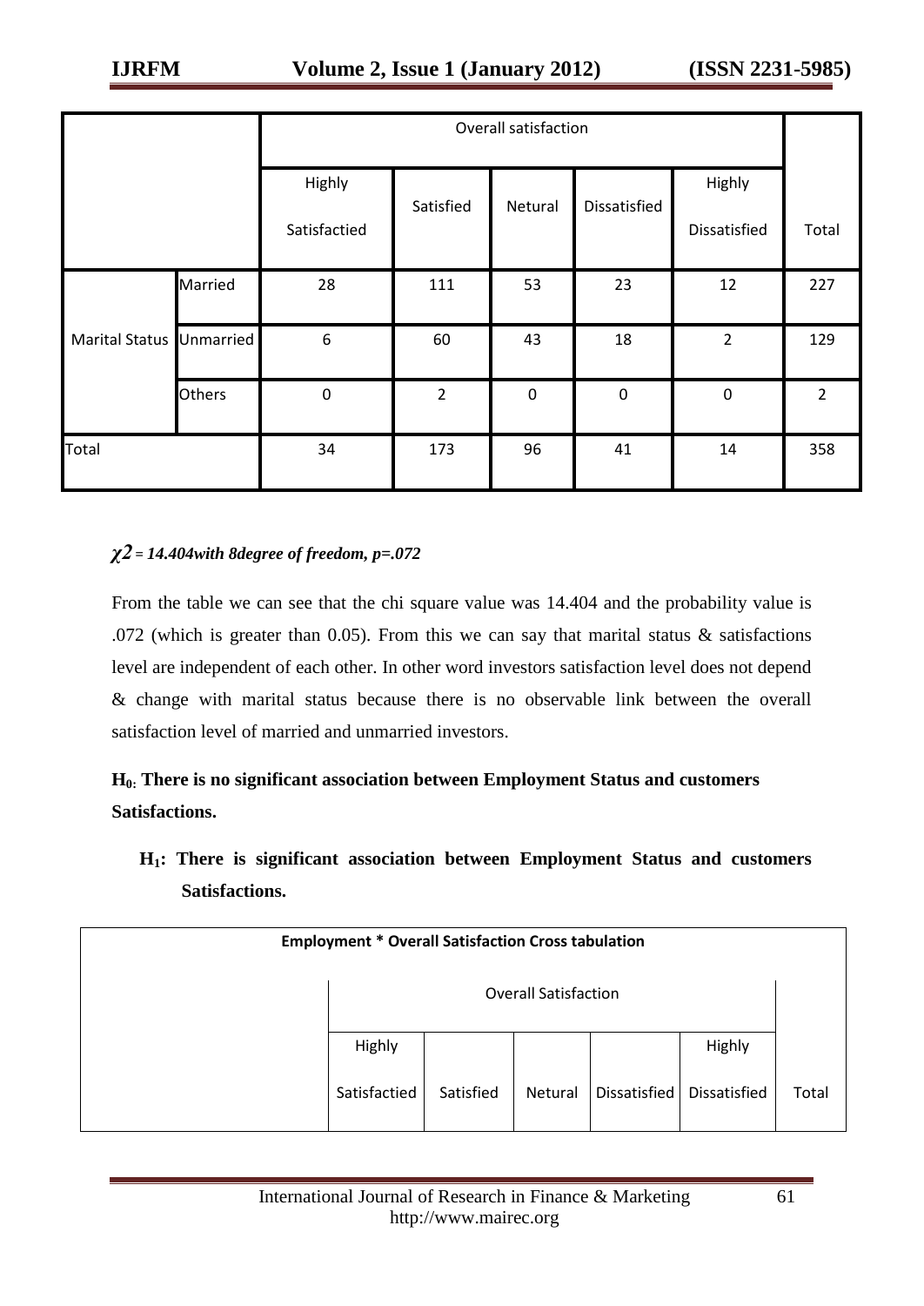| | | Overall satisfaction | | | | | |
|---|---|---|---|---|---|---|---|
| | | Highly Satisfactied | Satisfied | Netural | Dissatisfied | Highly Dissatisfied | Total |
| Marital Status | Married | 28 | 111 | 53 | 23 | 12 | 227 |
| | Unmarried | 6 | 60 | 43 | 18 | 2 | 129 |
| | Others | 0 | 2 | 0 | 0 | 0 | 2 |
| Total | | 34 | 173 | 96 | 41 | 14 | 358 |

***$\chi 2$ = 14.404with 8degree of freedom, p=.072***

From the table we can see that the chi square value was 14.404 and the probability value is .072 (which is greater than 0.05). From this we can say that marital status & satisfactions level are independent of each other. In other word investors satisfaction level does not depend & change with marital status because there is no observable link between the overall satisfaction level of married and unmarried investors.

**$H_0$: There is no significant association between Employment Status and customers Satisfactions.**

**$H_1$: There is significant association between Employment Status and customers Satisfactions.**

**Employment * Overall Satisfaction Cross tabulation**

| | Overall Satisfaction | | | | | |
|---|---|---|---|---|---|---|
| | Highly Satisfactied | Satisfied | Netural | Dissatisfied | Highly Dissatisfied | Total |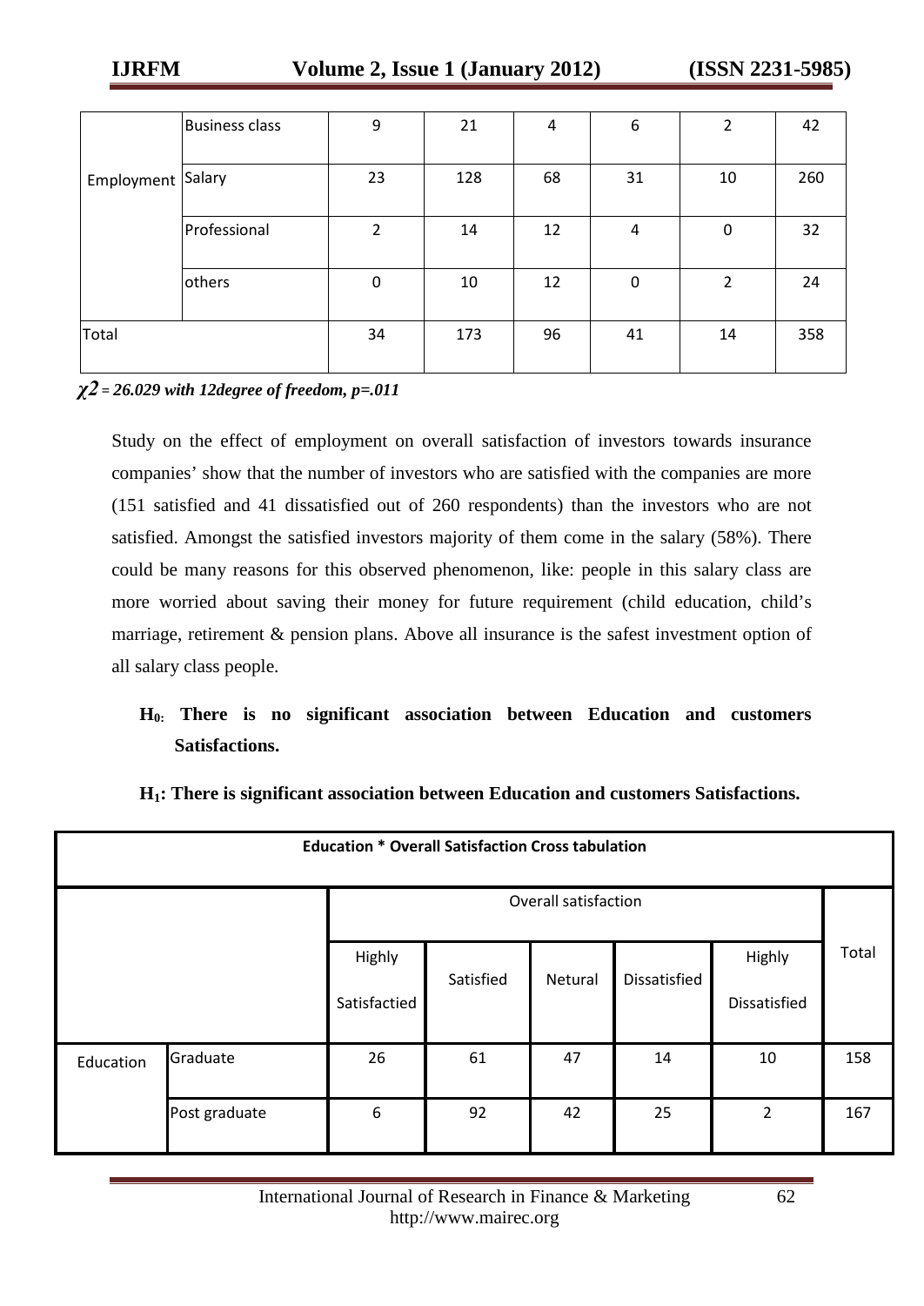| | | | | | | | |
|---|---|---|---|---|---|---|---|
| Employment | Business class | 9 | 21 | 4 | 6 | 2 | 42 |
| | Salary | 23 | 128 | 68 | 31 | 10 | 260 |
| | Professional | 2 | 14 | 12 | 4 | 0 | 32 |
| | others | 0 | 10 | 12 | 0 | 2 | 24 |
| Total | | 34 | 173 | 96 | 41 | 14 | 358 |

***$\chi^2$ = 26.029 with 12degree of freedom, p=.011***

Study on the effect of employment on overall satisfaction of investors towards insurance companies' show that the number of investors who are satisfied with the companies are more (151 satisfied and 41 dissatisfied out of 260 respondents) than the investors who are not satisfied. Amongst the satisfied investors majority of them come in the salary (58%). There could be many reasons for this observed phenomenon, like: people in this salary class are more worried about saving their money for future requirement (child education, child's marriage, retirement & pension plans. Above all insurance is the safest investment option of all salary class people.

**$H_0$: There is no significant association between Education and customers Satisfactions.**

**$H_1$: There is significant association between Education and customers Satisfactions.**

| **Education * Overall Satisfaction Cross tabulation** | | | | | | | |
|---|---|---|---|---|---|---|---|
| | | Overall satisfaction | | | | | Total |
| | | Highly Satisfactied | Satisfied | Netural | Dissatisfied | Highly Dissatisfied | |
| Education | Graduate | 26 | 61 | 47 | 14 | 10 | 158 |
| | Post graduate | 6 | 92 | 42 | 25 | 2 | 167 |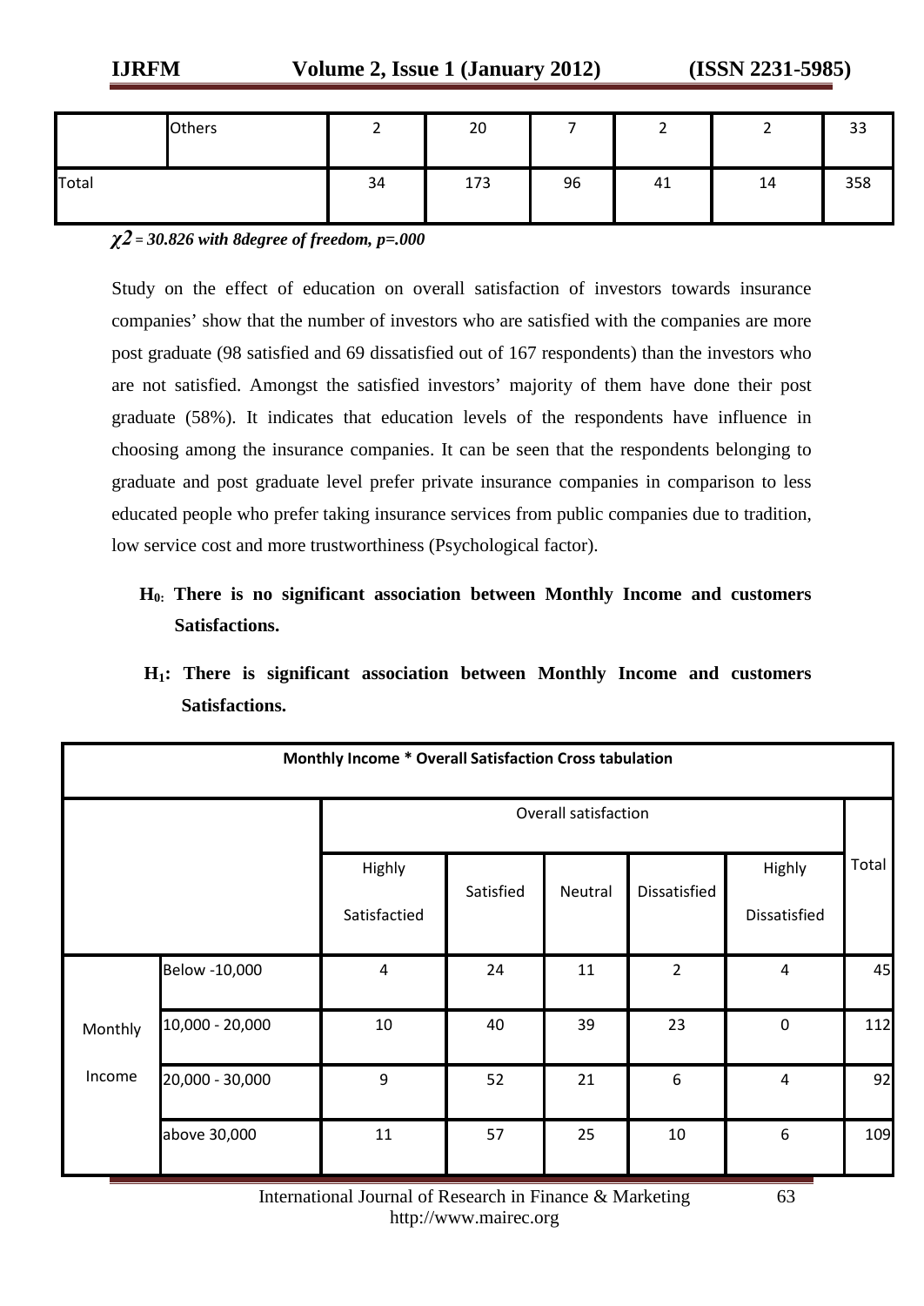| | | | | | | | |
|---|---|---|---|---|---|---|---|
| | Others | 2 | 20 | 7 | 2 | 2 | 33 |
| Total | | 34 | 173 | 96 | 41 | 14 | 358 |

***$\chi 2$ = 30.826 with 8degree of freedom, p=.000***

Study on the effect of education on overall satisfaction of investors towards insurance companies' show that the number of investors who are satisfied with the companies are more post graduate (98 satisfied and 69 dissatisfied out of 167 respondents) than the investors who are not satisfied. Amongst the satisfied investors' majority of them have done their post graduate (58%). It indicates that education levels of the respondents have influence in choosing among the insurance companies. It can be seen that the respondents belonging to graduate and post graduate level prefer private insurance companies in comparison to less educated people who prefer taking insurance services from public companies due to tradition, low service cost and more trustworthiness (Psychological factor).

**$H_0$: There is no significant association between Monthly Income and customers Satisfactions.**

**$H_1$: There is significant association between Monthly Income and customers Satisfactions.**

**Monthly Income * Overall Satisfaction Cross tabulation**

| | | Overall satisfaction | | | | | Total |
|---|---|---|---|---|---|---|---|
| | | Highly Satisfactied | Satisfied | Neutral | Dissatisfied | Highly Dissatisfied | |
| Monthly Income | Below -10,000 | 4 | 24 | 11 | 2 | 4 | 45 |
| | 10,000 - 20,000 | 10 | 40 | 39 | 23 | 0 | 112 |
| | 20,000 - 30,000 | 9 | 52 | 21 | 6 | 4 | 92 |
| | above 30,000 | 11 | 57 | 25 | 10 | 6 | 109 |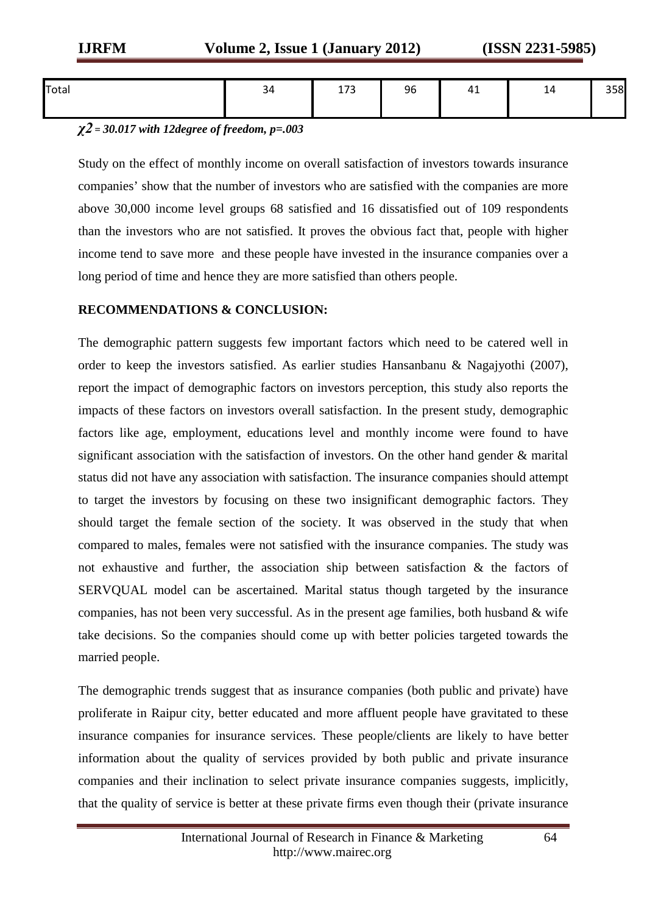| | | | | | | |
|---|---|---|---|---|---|---|
| Total | 34 | 173 | 96 | 41 | 14 | 358 |

***$\chi 2$ = 30.017 with 12degree of freedom, p=.003***

Study on the effect of monthly income on overall satisfaction of investors towards insurance companies' show that the number of investors who are satisfied with the companies are more above 30,000 income level groups 68 satisfied and 16 dissatisfied out of 109 respondents than the investors who are not satisfied. It proves the obvious fact that, people with higher income tend to save more and these people have invested in the insurance companies over a long period of time and hence they are more satisfied than others people.

**RECOMMENDATIONS & CONCLUSION:**

The demographic pattern suggests few important factors which need to be catered well in order to keep the investors satisfied. As earlier studies Hansanbanu & Nagajyothi (2007), report the impact of demographic factors on investors perception, this study also reports the impacts of these factors on investors overall satisfaction. In the present study, demographic factors like age, employment, educations level and monthly income were found to have significant association with the satisfaction of investors. On the other hand gender & marital status did not have any association with satisfaction. The insurance companies should attempt to target the investors by focusing on these two insignificant demographic factors. They should target the female section of the society. It was observed in the study that when compared to males, females were not satisfied with the insurance companies. The study was not exhaustive and further, the association ship between satisfaction & the factors of SERVQUAL model can be ascertained. Marital status though targeted by the insurance companies, has not been very successful. As in the present age families, both husband & wife take decisions. So the companies should come up with better policies targeted towards the married people.

The demographic trends suggest that as insurance companies (both public and private) have proliferate in Raipur city, better educated and more affluent people have gravitated to these insurance companies for insurance services. These people/clients are likely to have better information about the quality of services provided by both public and private insurance companies and their inclination to select private insurance companies suggests, implicitly, that the quality of service is better at these private firms even though their (private insurance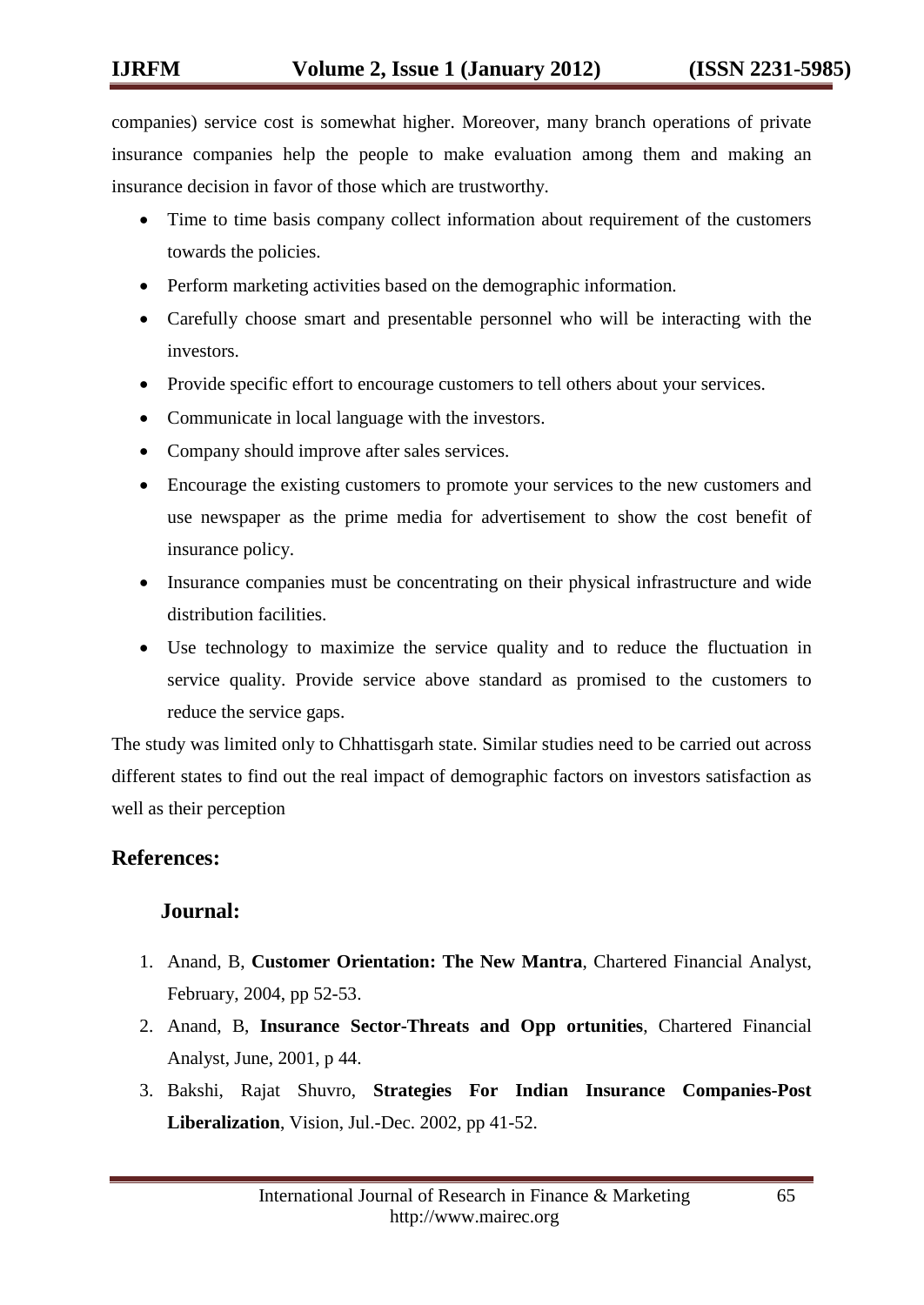companies) service cost is somewhat higher. Moreover, many branch operations of private insurance companies help the people to make evaluation among them and making an insurance decision in favor of those which are trustworthy.

- Time to time basis company collect information about requirement of the customers towards the policies.
- Perform marketing activities based on the demographic information.
- Carefully choose smart and presentable personnel who will be interacting with the investors.
- Provide specific effort to encourage customers to tell others about your services.
- Communicate in local language with the investors.
- Company should improve after sales services.
- Encourage the existing customers to promote your services to the new customers and use newspaper as the prime media for advertisement to show the cost benefit of insurance policy.
- Insurance companies must be concentrating on their physical infrastructure and wide distribution facilities.
- Use technology to maximize the service quality and to reduce the fluctuation in service quality. Provide service above standard as promised to the customers to reduce the service gaps.

The study was limited only to Chhattisgarh state. Similar studies need to be carried out across different states to find out the real impact of demographic factors on investors satisfaction as well as their perception

## References:

### Journal:

1. Anand, B, **Customer Orientation: The New Mantra**, Chartered Financial Analyst, February, 2004, pp 52-53.
2. Anand, B, **Insurance Sector-Threats and Opp ortunities**, Chartered Financial Analyst, June, 2001, p 44.
3. Bakshi, Rajat Shuvro, **Strategies For Indian Insurance Companies-Post Liberalization**, Vision, Jul.-Dec. 2002, pp 41-52.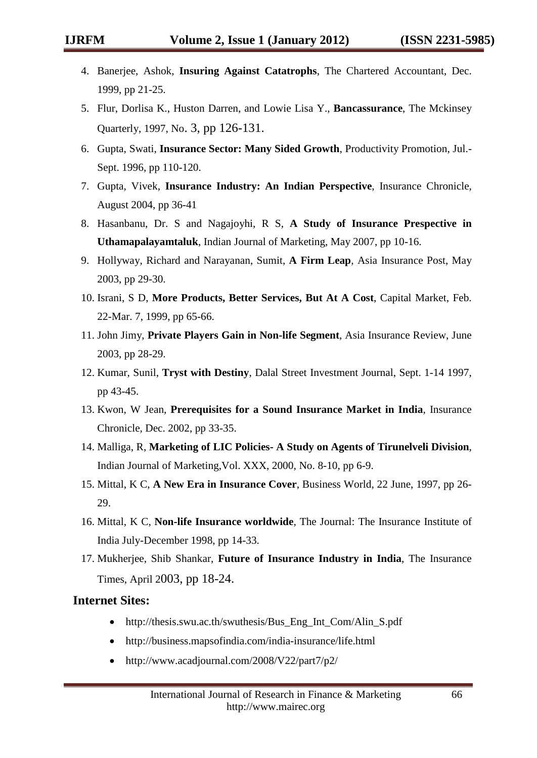4. Banerjee, Ashok, **Insuring Against Catatrophs**, The Chartered Accountant, Dec. 1999, pp 21-25.
5. Flur, Dorlisa K., Huston Darren, and Lowie Lisa Y., **Bancassurance**, The Mckinsey Quarterly, 1997, No. 3, pp 126-131.
6. Gupta, Swati, **Insurance Sector: Many Sided Growth**, Productivity Promotion, Jul.-Sept. 1996, pp 110-120.
7. Gupta, Vivek, **Insurance Industry: An Indian Perspective**, Insurance Chronicle, August 2004, pp 36-41
8. Hasanbanu, Dr. S and Nagajoyhi, R S, **A Study of Insurance Prespective in Uthamapalayamtaluk**, Indian Journal of Marketing, May 2007, pp 10-16.
9. Hollyway, Richard and Narayanan, Sumit, **A Firm Leap**, Asia Insurance Post, May 2003, pp 29-30.
10. Israni, S D, **More Products, Better Services, But At A Cost**, Capital Market, Feb. 22-Mar. 7, 1999, pp 65-66.
11. John Jimy, **Private Players Gain in Non-life Segment**, Asia Insurance Review, June 2003, pp 28-29.
12. Kumar, Sunil, **Tryst with Destiny**, Dalal Street Investment Journal, Sept. 1-14 1997, pp 43-45.
13. Kwon, W Jean, **Prerequisites for a Sound Insurance Market in India**, Insurance Chronicle, Dec. 2002, pp 33-35.
14. Malliga, R, **Marketing of LIC Policies- A Study on Agents of Tirunelveli Division**, Indian Journal of Marketing,Vol. XXX, 2000, No. 8-10, pp 6-9.
15. Mittal, K C, **A New Era in Insurance Cover**, Business World, 22 June, 1997, pp 26-29.
16. Mittal, K C, **Non-life Insurance worldwide**, The Journal: The Insurance Institute of India July-December 1998, pp 14-33.
17. Mukherjee, Shib Shankar, **Future of Insurance Industry in India**, The Insurance Times, April 2003, pp 18-24.

## Internet Sites:

- http://thesis.swu.ac.th/swuthesis/Bus_Eng_Int_Com/Alin_S.pdf
- http://business.mapsofindia.com/india-insurance/life.html
- http://www.acadjournal.com/2008/V22/part7/p2/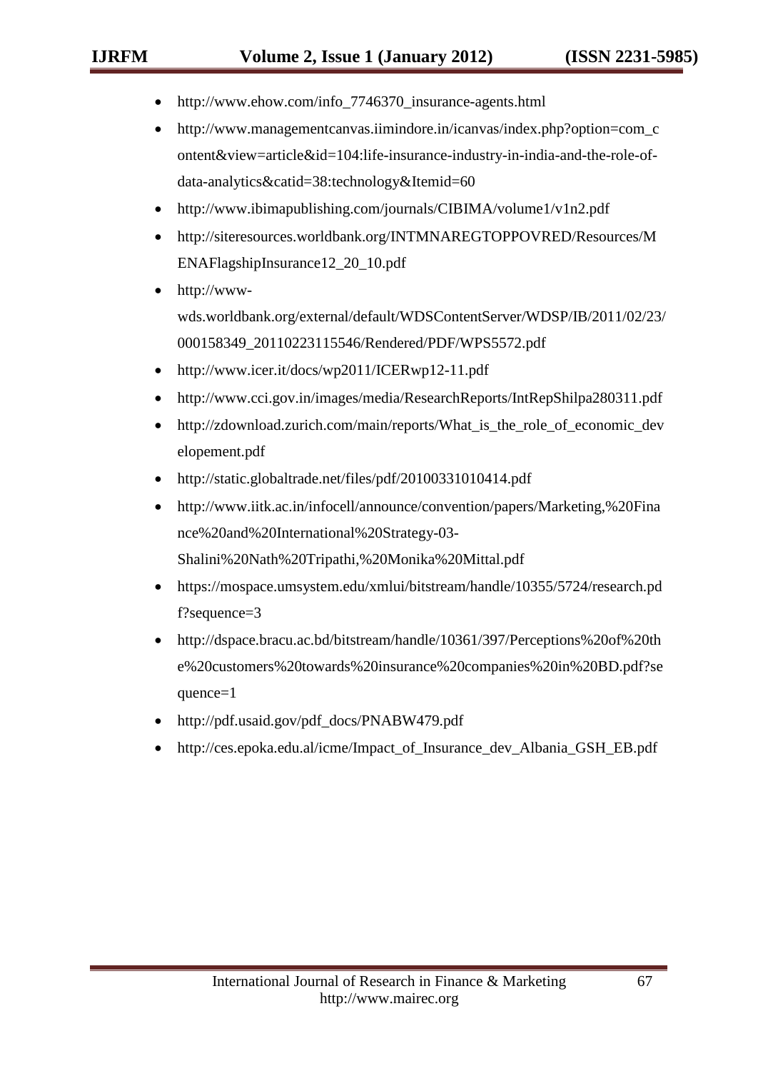- http://www.ehow.com/info_7746370_insurance-agents.html
- http://www.managementcanvas.iimindore.in/icanvas/index.php?option=com_content&view=article&id=104:life-insurance-industry-in-india-and-the-role-of-data-analytics&catid=38:technology&Itemid=60
- http://www.ibimapublishing.com/journals/CIBIMA/volume1/v1n2.pdf
- http://siteresources.worldbank.org/INTMNAREGTOPPOVRED/Resources/MENAFlagshipInsurance12_20_10.pdf
- http://www-wds.worldbank.org/external/default/WDSContentServer/WDSP/IB/2011/02/23/000158349_20110223115546/Rendered/PDF/WPS5572.pdf
- http://www.icer.it/docs/wp2011/ICERwp12-11.pdf
- http://www.cci.gov.in/images/media/ResearchReports/IntRepShilpa280311.pdf
- http://zdownload.zurich.com/main/reports/What_is_the_role_of_economic_developement.pdf
- http://static.globaltrade.net/files/pdf/20100331010414.pdf
- http://www.iitk.ac.in/infocell/announce/convention/papers/Marketing,%20Finance%20and%20International%20Strategy-03-Shalini%20Nath%20Tripathi,%20Monika%20Mittal.pdf
- https://mospace.umsystem.edu/xmlui/bitstream/handle/10355/5724/research.pdf?sequence=3
- http://dspace.bracu.ac.bd/bitstream/handle/10361/397/Perceptions%20of%20the%20customers%20towards%20insurance%20companies%20in%20BD.pdf?sequence=1
- http://pdf.usaid.gov/pdf_docs/PNABW479.pdf
- http://ces.epoka.edu.al/icme/Impact_of_Insurance_dev_Albania_GSH_EB.pdf